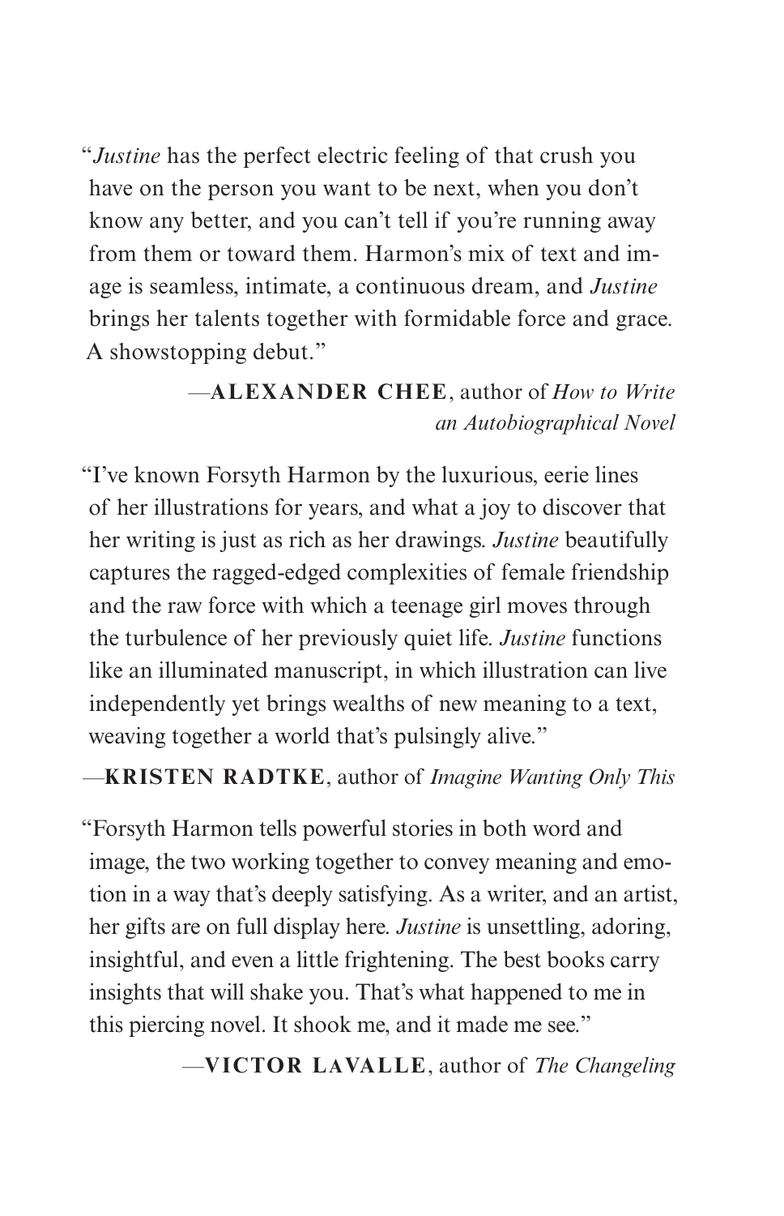"*Justine* has the perfect electric feeling of that crush you have on the person you want to be next, when you don't know any better, and you can't tell if you're running away from them or toward them. Harmon's mix of text and image is seamless, intimate, a continuous dream, and *Justine* brings her talents together with formidable force and grace. A showstopping debut."

—**ALEXANDER CHEE**, author of *How to Write an Autobiographical Novel*

"I've known Forsyth Harmon by the luxurious, eerie lines of her illustrations for years, and what a joy to discover that her writing is just as rich as her drawings. *Justine* beautifully captures the ragged-edged complexities of female friendship and the raw force with which a teenage girl moves through the turbulence of her previously quiet life. *Justine* functions like an illuminated manuscript, in which illustration can live independently yet brings wealths of new meaning to a text, weaving together a world that's pulsingly alive."

—**KRISTEN RADTKE**, author of *Imagine Wanting Only This*

"Forsyth Harmon tells powerful stories in both word and image, the two working together to convey meaning and emotion in a way that's deeply satisfying. As a writer, and an artist, her gifts are on full display here. *Justine* is unsettling, adoring, insightful, and even a little frightening. The best books carry insights that will shake you. That's what happened to me in this piercing novel. It shook me, and it made me see."

—**VICTOR LAVALLE**, author of *The Changeling*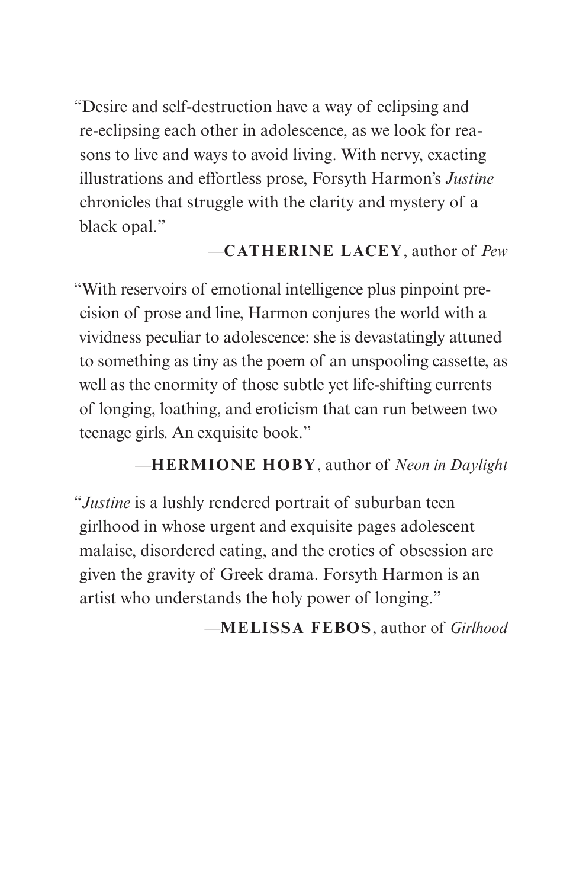"Desire and self-destruction have a way of eclipsing and re-eclipsing each other in adolescence, as we look for reasons to live and ways to avoid living. With nervy, exacting illustrations and effortless prose, Forsyth Harmon's *Justine* chronicles that struggle with the clarity and mystery of a black opal."

—**CATHERINE LACEY**, author of *Pew*

"With reservoirs of emotional intelligence plus pinpoint precision of prose and line, Harmon conjures the world with a vividness peculiar to adolescence: she is devastatingly attuned to something as tiny as the poem of an unspooling cassette, as well as the enormity of those subtle yet life-shifting currents of longing, loathing, and eroticism that can run between two teenage girls. An exquisite book."

—**HERMIONE HOBY**, author of *Neon in Daylight*

"*Justine* is a lushly rendered portrait of suburban teen girlhood in whose urgent and exquisite pages adolescent malaise, disordered eating, and the erotics of obsession are given the gravity of Greek drama. Forsyth Harmon is an artist who understands the holy power of longing."

—**MELISSA FEBOS**, author of *Girlhood*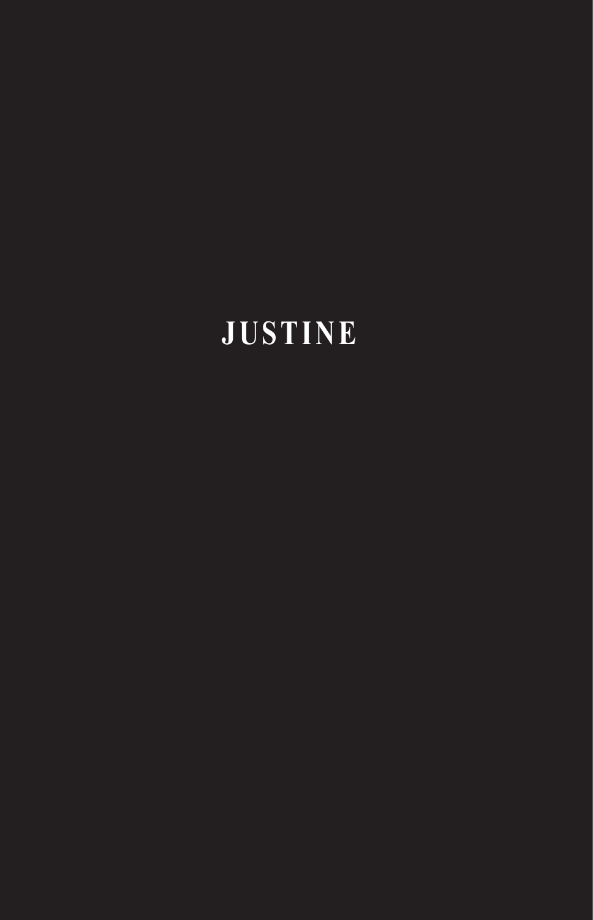# JUSTINE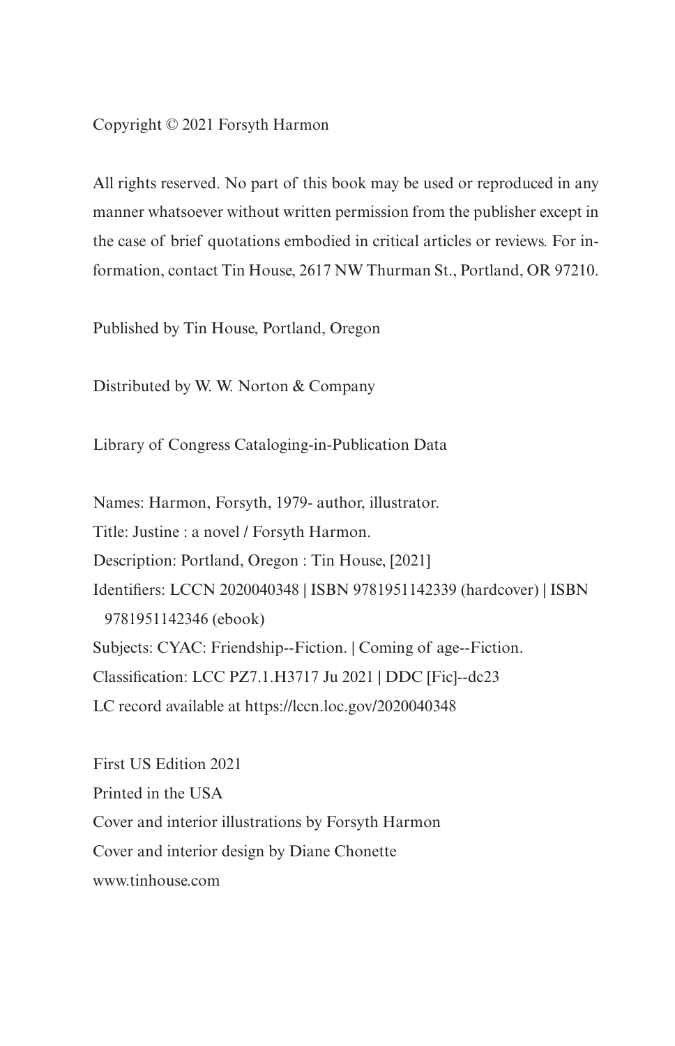Copyright © 2021 Forsyth Harmon

All rights reserved. No part of this book may be used or reproduced in any manner whatsoever without written permission from the publisher except in the case of brief quotations embodied in critical articles or reviews. For information, contact Tin House, 2617 NW Thurman St., Portland, OR 97210.

Published by Tin House, Portland, Oregon

Distributed by W. W. Norton & Company

Library of Congress Cataloging-in-Publication Data

Names: Harmon, Forsyth, 1979- author, illustrator.
Title: Justine : a novel / Forsyth Harmon.
Description: Portland, Oregon : Tin House, [2021]
Identifiers: LCCN 2020040348 | ISBN 9781951142339 (hardcover) | ISBN 9781951142346 (ebook)
Subjects: CYAC: Friendship--Fiction. | Coming of age--Fiction.
Classification: LCC PZ7.1.H3717 Ju 2021 | DDC [Fic]--dc23
LC record available at https://lccn.loc.gov/2020040348

First US Edition 2021
Printed in the USA
Cover and interior illustrations by Forsyth Harmon
Cover and interior design by Diane Chonette
www.tinhouse.com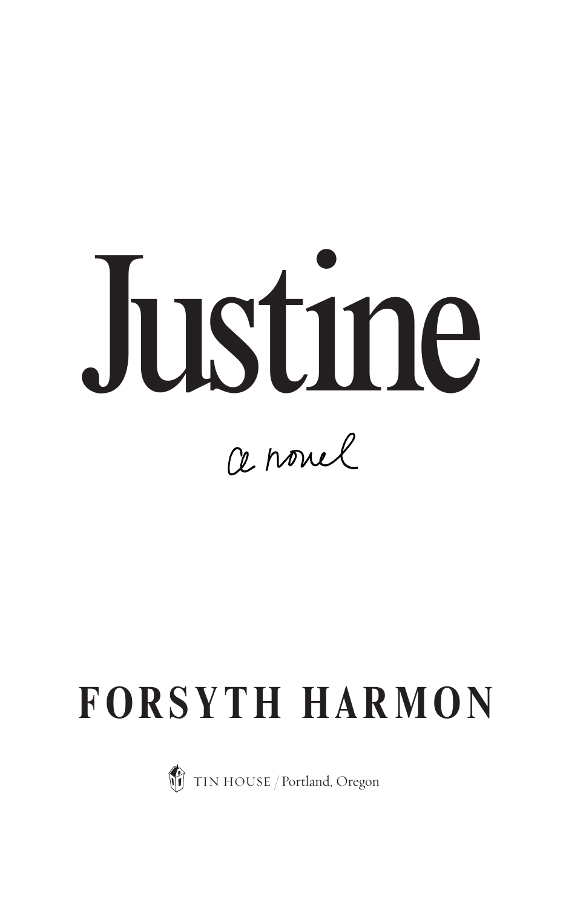# Justine

*a novel*

**FORSYTH HARMON**

TIN HOUSE / Portland, Oregon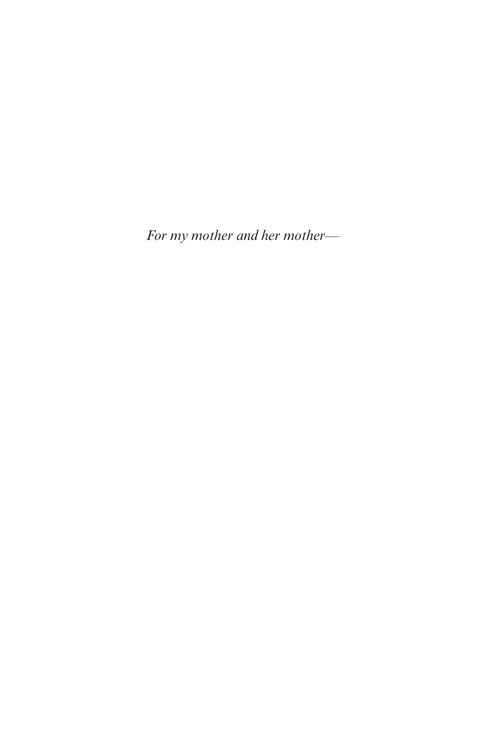*For my mother and her mother—*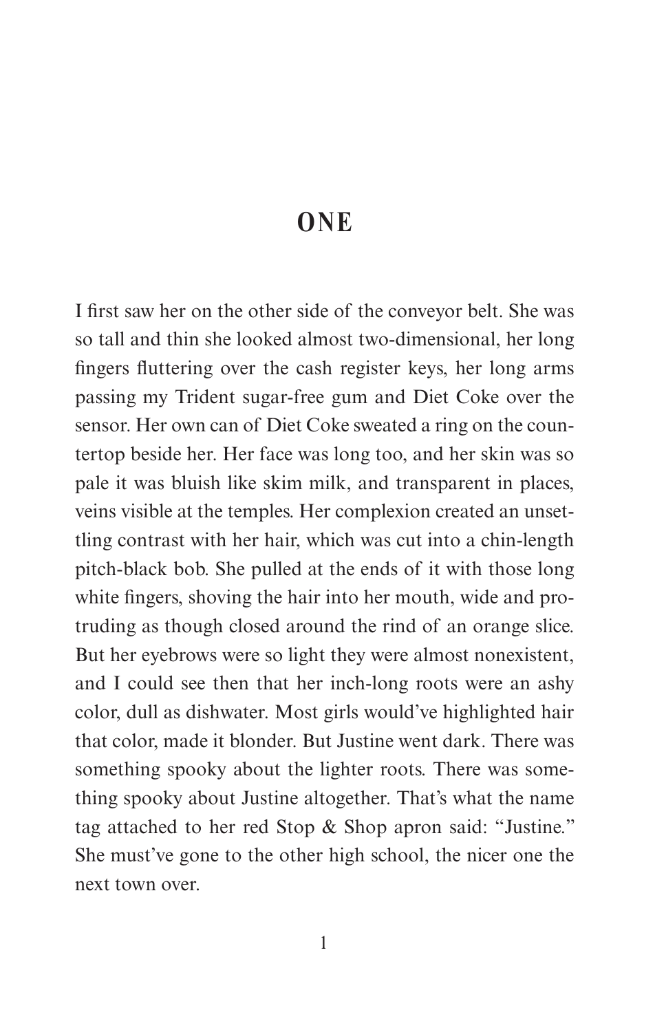# ONE

I first saw her on the other side of the conveyor belt. She was so tall and thin she looked almost two-dimensional, her long fingers fluttering over the cash register keys, her long arms passing my Trident sugar-free gum and Diet Coke over the sensor. Her own can of Diet Coke sweated a ring on the countertop beside her. Her face was long too, and her skin was so pale it was bluish like skim milk, and transparent in places, veins visible at the temples. Her complexion created an unsettling contrast with her hair, which was cut into a chin-length pitch-black bob. She pulled at the ends of it with those long white fingers, shoving the hair into her mouth, wide and protruding as though closed around the rind of an orange slice. But her eyebrows were so light they were almost nonexistent, and I could see then that her inch-long roots were an ashy color, dull as dishwater. Most girls would've highlighted hair that color, made it blonder. But Justine went dark. There was something spooky about the lighter roots. There was something spooky about Justine altogether. That's what the name tag attached to her red Stop & Shop apron said: "Justine." She must've gone to the other high school, the nicer one the next town over.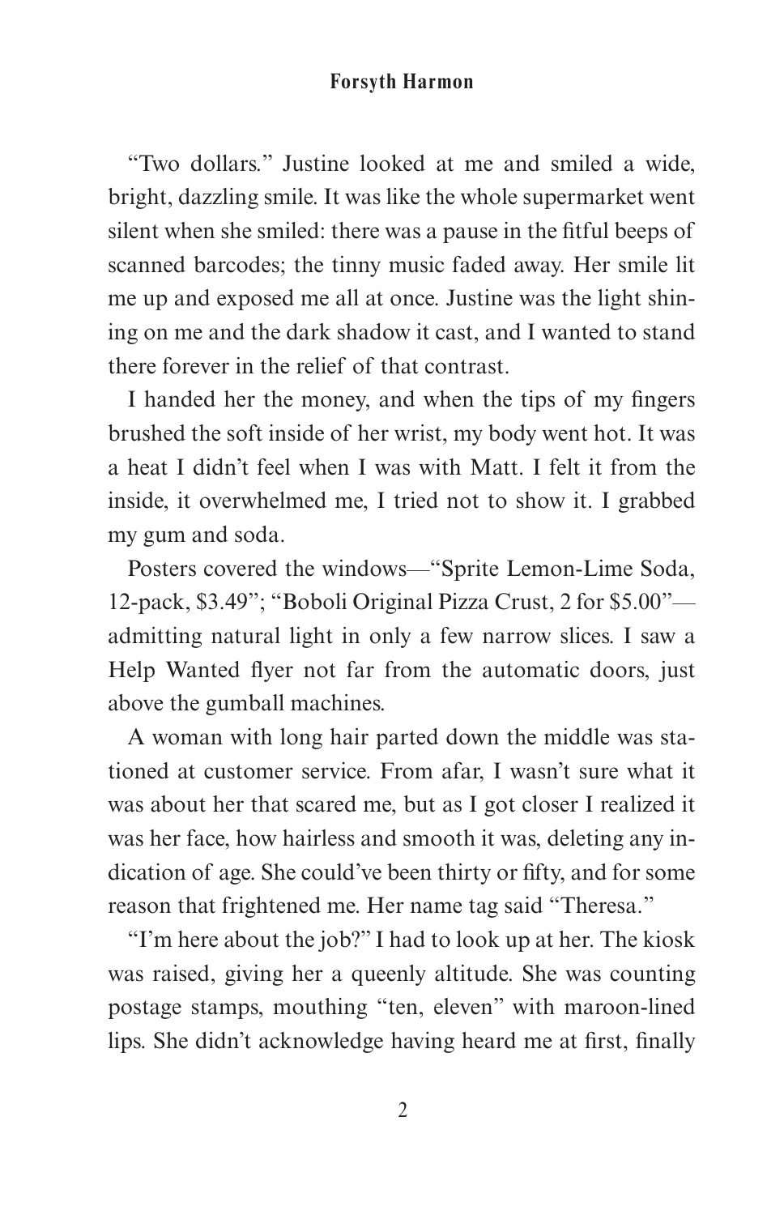"Two dollars." Justine looked at me and smiled a wide, bright, dazzling smile. It was like the whole supermarket went silent when she smiled: there was a pause in the fitful beeps of scanned barcodes; the tinny music faded away. Her smile lit me up and exposed me all at once. Justine was the light shining on me and the dark shadow it cast, and I wanted to stand there forever in the relief of that contrast.

I handed her the money, and when the tips of my fingers brushed the soft inside of her wrist, my body went hot. It was a heat I didn't feel when I was with Matt. I felt it from the inside, it overwhelmed me, I tried not to show it. I grabbed my gum and soda.

Posters covered the windows—"Sprite Lemon-Lime Soda, 12-pack, $3.49"; "Boboli Original Pizza Crust, 2 for $5.00"—admitting natural light in only a few narrow slices. I saw a Help Wanted flyer not far from the automatic doors, just above the gumball machines.

A woman with long hair parted down the middle was stationed at customer service. From afar, I wasn't sure what it was about her that scared me, but as I got closer I realized it was her face, how hairless and smooth it was, deleting any indication of age. She could've been thirty or fifty, and for some reason that frightened me. Her name tag said "Theresa."

"I'm here about the job?" I had to look up at her. The kiosk was raised, giving her a queenly altitude. She was counting postage stamps, mouthing "ten, eleven" with maroon-lined lips. She didn't acknowledge having heard me at first, finally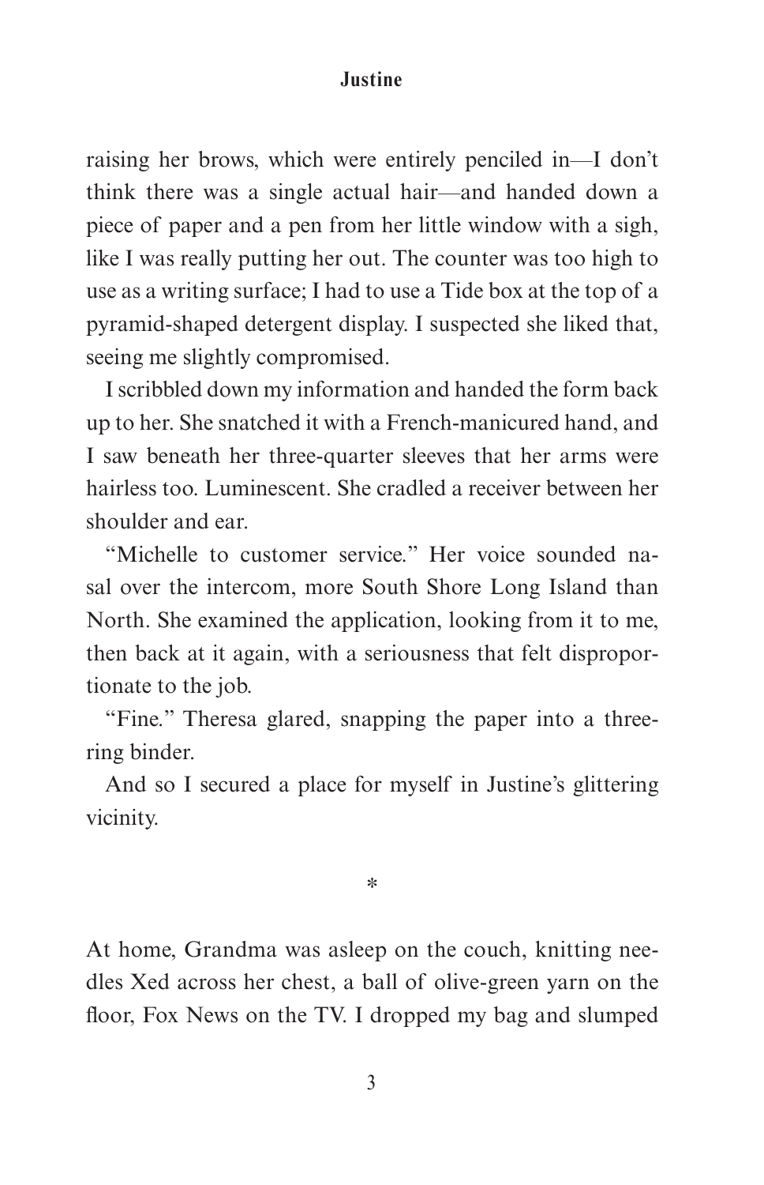raising her brows, which were entirely penciled in—I don't think there was a single actual hair—and handed down a piece of paper and a pen from her little window with a sigh, like I was really putting her out. The counter was too high to use as a writing surface; I had to use a Tide box at the top of a pyramid-shaped detergent display. I suspected she liked that, seeing me slightly compromised.

I scribbled down my information and handed the form back up to her. She snatched it with a French-manicured hand, and I saw beneath her three-quarter sleeves that her arms were hairless too. Luminescent. She cradled a receiver between her shoulder and ear.

"Michelle to customer service." Her voice sounded nasal over the intercom, more South Shore Long Island than North. She examined the application, looking from it to me, then back at it again, with a seriousness that felt disproportionate to the job.

"Fine." Theresa glared, snapping the paper into a three-ring binder.

And so I secured a place for myself in Justine's glittering vicinity.

*

At home, Grandma was asleep on the couch, knitting needles Xed across her chest, a ball of olive-green yarn on the floor, Fox News on the TV. I dropped my bag and slumped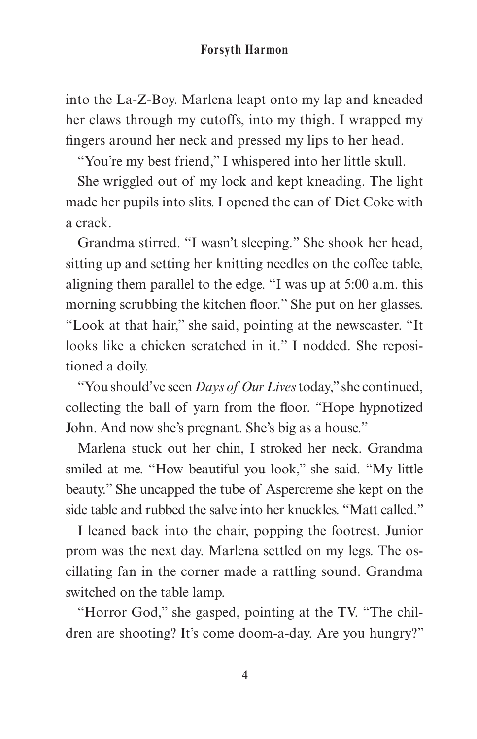into the La-Z-Boy. Marlena leapt onto my lap and kneaded her claws through my cutoffs, into my thigh. I wrapped my fingers around her neck and pressed my lips to her head.

"You're my best friend," I whispered into her little skull.

She wriggled out of my lock and kept kneading. The light made her pupils into slits. I opened the can of Diet Coke with a crack.

Grandma stirred. "I wasn't sleeping." She shook her head, sitting up and setting her knitting needles on the coffee table, aligning them parallel to the edge. "I was up at 5:00 a.m. this morning scrubbing the kitchen floor." She put on her glasses. "Look at that hair," she said, pointing at the newscaster. "It looks like a chicken scratched in it." I nodded. She repositioned a doily.

"You should've seen *Days of Our Lives* today," she continued, collecting the ball of yarn from the floor. "Hope hypnotized John. And now she's pregnant. She's big as a house."

Marlena stuck out her chin, I stroked her neck. Grandma smiled at me. "How beautiful you look," she said. "My little beauty." She uncapped the tube of Aspercreme she kept on the side table and rubbed the salve into her knuckles. "Matt called."

I leaned back into the chair, popping the footrest. Junior prom was the next day. Marlena settled on my legs. The oscillating fan in the corner made a rattling sound. Grandma switched on the table lamp.

"Horror God," she gasped, pointing at the TV. "The children are shooting? It's come doom-a-day. Are you hungry?"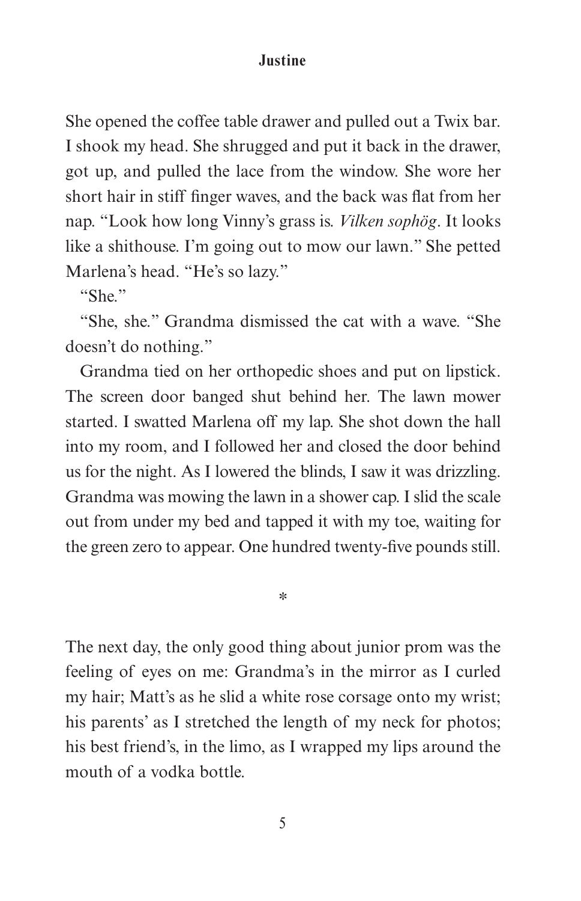She opened the coffee table drawer and pulled out a Twix bar. I shook my head. She shrugged and put it back in the drawer, got up, and pulled the lace from the window. She wore her short hair in stiff finger waves, and the back was flat from her nap. "Look how long Vinny's grass is. *Vilken sophög*. It looks like a shithouse. I'm going out to mow our lawn." She petted Marlena's head. "He's so lazy."

"She."

"She, she." Grandma dismissed the cat with a wave. "She doesn't do nothing."

Grandma tied on her orthopedic shoes and put on lipstick. The screen door banged shut behind her. The lawn mower started. I swatted Marlena off my lap. She shot down the hall into my room, and I followed her and closed the door behind us for the night. As I lowered the blinds, I saw it was drizzling. Grandma was mowing the lawn in a shower cap. I slid the scale out from under my bed and tapped it with my toe, waiting for the green zero to appear. One hundred twenty-five pounds still.

*

The next day, the only good thing about junior prom was the feeling of eyes on me: Grandma's in the mirror as I curled my hair; Matt's as he slid a white rose corsage onto my wrist; his parents' as I stretched the length of my neck for photos; his best friend's, in the limo, as I wrapped my lips around the mouth of a vodka bottle.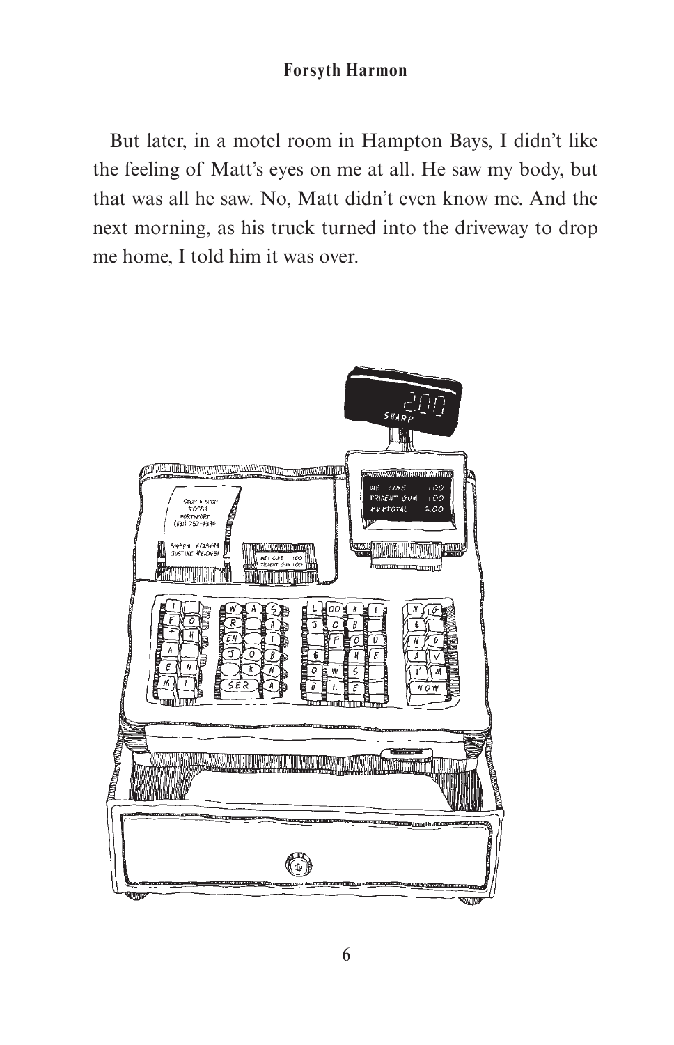But later, in a motel room in Hampton Bays, I didn't like the feeling of Matt's eyes on me at all. He saw my body, but that was all he saw. No, Matt didn't even know me. And the next morning, as his truck turned into the driveway to drop me home, I told him it was over.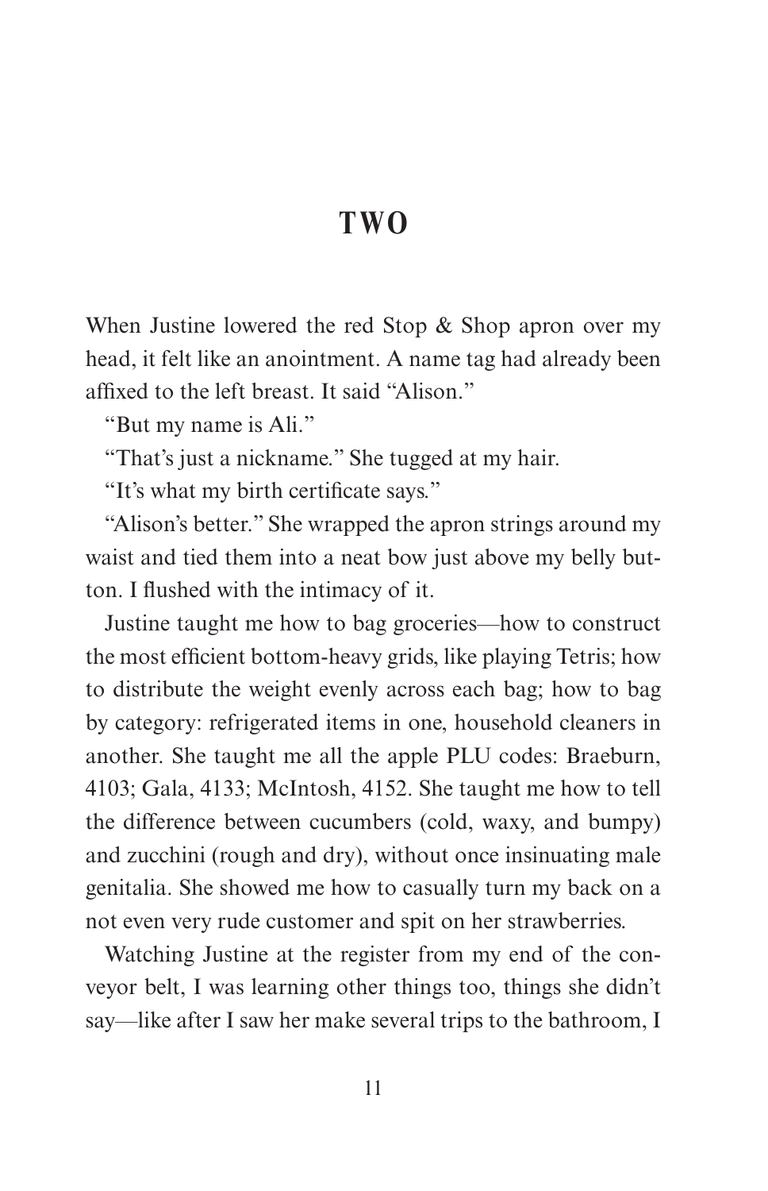# TWO

When Justine lowered the red Stop & Shop apron over my head, it felt like an anointment. A name tag had already been affixed to the left breast. It said "Alison."

"But my name is Ali."

"That's just a nickname." She tugged at my hair.

"It's what my birth certificate says."

"Alison's better." She wrapped the apron strings around my waist and tied them into a neat bow just above my belly button. I flushed with the intimacy of it.

Justine taught me how to bag groceries—how to construct the most efficient bottom-heavy grids, like playing Tetris; how to distribute the weight evenly across each bag; how to bag by category: refrigerated items in one, household cleaners in another. She taught me all the apple PLU codes: Braeburn, 4103; Gala, 4133; McIntosh, 4152. She taught me how to tell the difference between cucumbers (cold, waxy, and bumpy) and zucchini (rough and dry), without once insinuating male genitalia. She showed me how to casually turn my back on a not even very rude customer and spit on her strawberries.

Watching Justine at the register from my end of the conveyor belt, I was learning other things too, things she didn't say—like after I saw her make several trips to the bathroom, I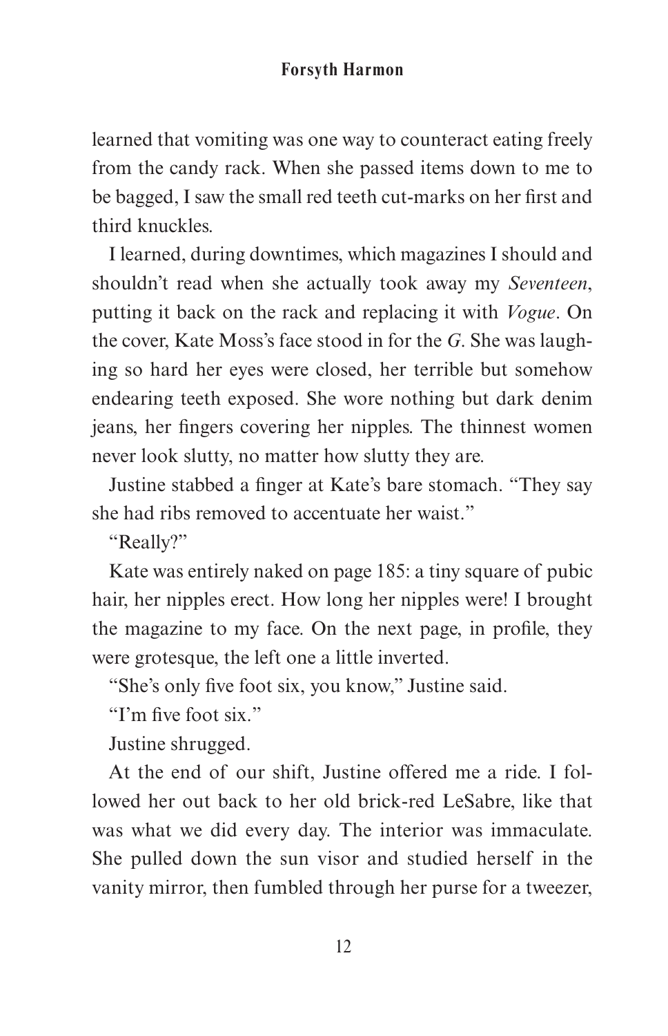learned that vomiting was one way to counteract eating freely from the candy rack. When she passed items down to me to be bagged, I saw the small red teeth cut-marks on her first and third knuckles.

I learned, during downtimes, which magazines I should and shouldn't read when she actually took away my *Seventeen*, putting it back on the rack and replacing it with *Vogue*. On the cover, Kate Moss's face stood in for the *G*. She was laughing so hard her eyes were closed, her terrible but somehow endearing teeth exposed. She wore nothing but dark denim jeans, her fingers covering her nipples. The thinnest women never look slutty, no matter how slutty they are.

Justine stabbed a finger at Kate's bare stomach. "They say she had ribs removed to accentuate her waist."

"Really?"

Kate was entirely naked on page 185: a tiny square of pubic hair, her nipples erect. How long her nipples were! I brought the magazine to my face. On the next page, in profile, they were grotesque, the left one a little inverted.

"She's only five foot six, you know," Justine said.

"I'm five foot six."

Justine shrugged.

At the end of our shift, Justine offered me a ride. I followed her out back to her old brick-red LeSabre, like that was what we did every day. The interior was immaculate. She pulled down the sun visor and studied herself in the vanity mirror, then fumbled through her purse for a tweezer,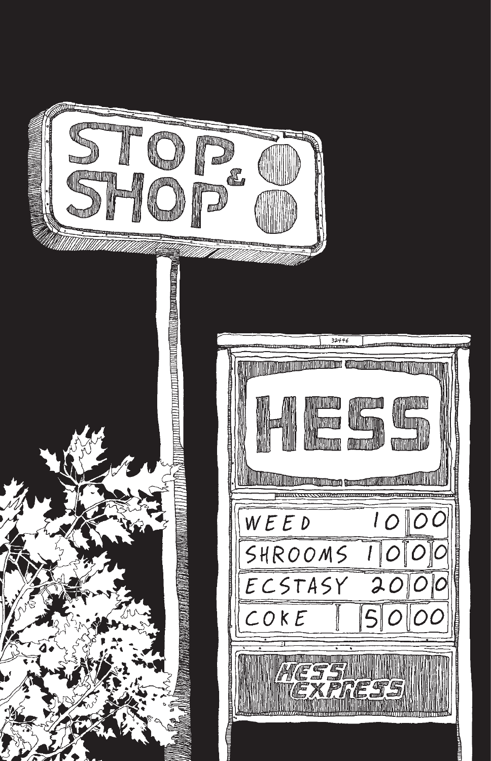STOP & SHOP

32446

HESS

| | |
|---|---|
| WEED | 10 00 |
| SHROOMS | 1 0 0 0 |
| ECSTASY | 20 0 0 |
| COKE | 1 5 0 00 |

HESS EXPRESS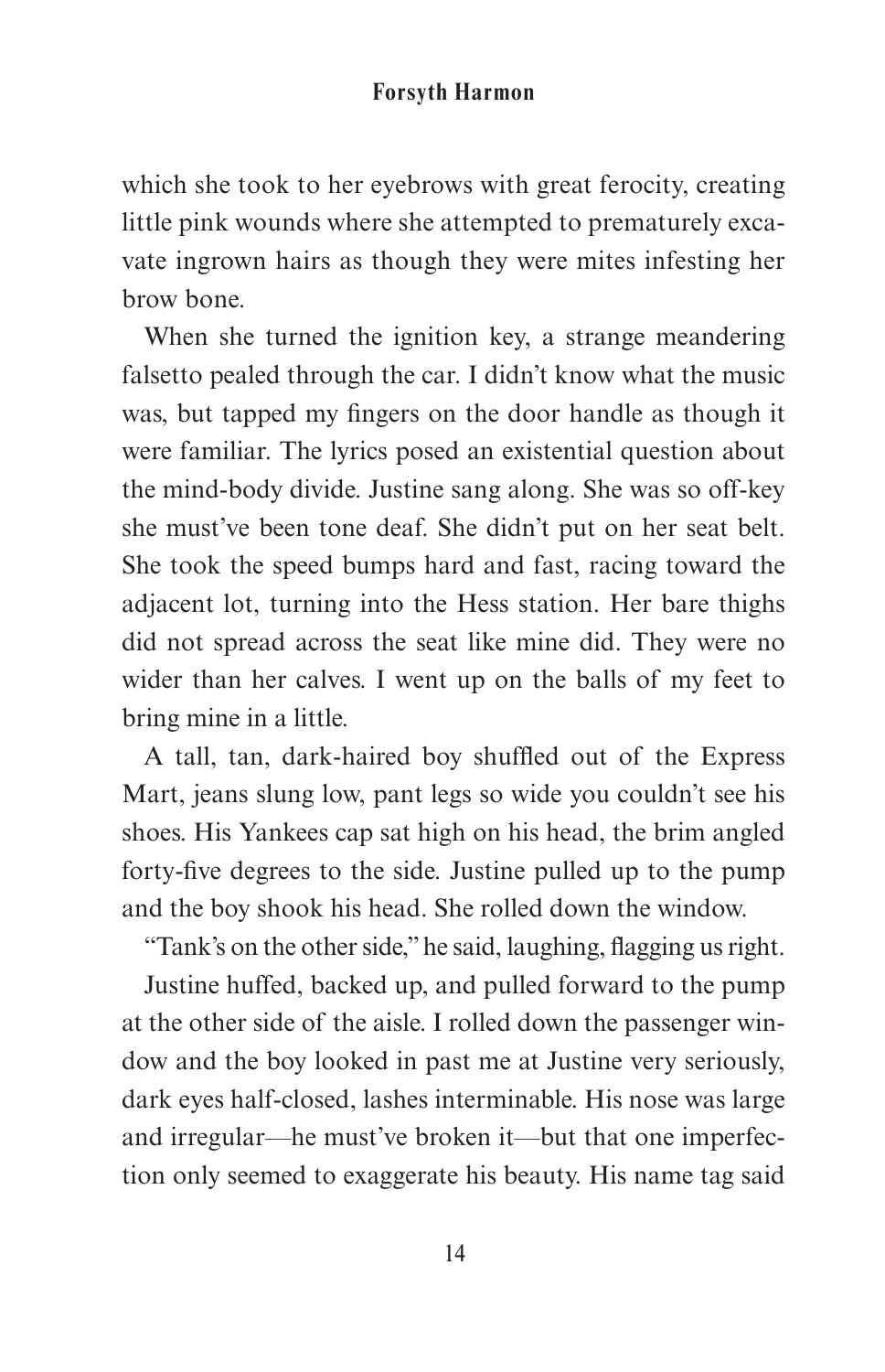which she took to her eyebrows with great ferocity, creating little pink wounds where she attempted to prematurely excavate ingrown hairs as though they were mites infesting her brow bone.

When she turned the ignition key, a strange meandering falsetto pealed through the car. I didn't know what the music was, but tapped my fingers on the door handle as though it were familiar. The lyrics posed an existential question about the mind-body divide. Justine sang along. She was so off-key she must've been tone deaf. She didn't put on her seat belt. She took the speed bumps hard and fast, racing toward the adjacent lot, turning into the Hess station. Her bare thighs did not spread across the seat like mine did. They were no wider than her calves. I went up on the balls of my feet to bring mine in a little.

A tall, tan, dark-haired boy shuffled out of the Express Mart, jeans slung low, pant legs so wide you couldn't see his shoes. His Yankees cap sat high on his head, the brim angled forty-five degrees to the side. Justine pulled up to the pump and the boy shook his head. She rolled down the window.

"Tank's on the other side," he said, laughing, flagging us right.

Justine huffed, backed up, and pulled forward to the pump at the other side of the aisle. I rolled down the passenger window and the boy looked in past me at Justine very seriously, dark eyes half-closed, lashes interminable. His nose was large and irregular—he must've broken it—but that one imperfection only seemed to exaggerate his beauty. His name tag said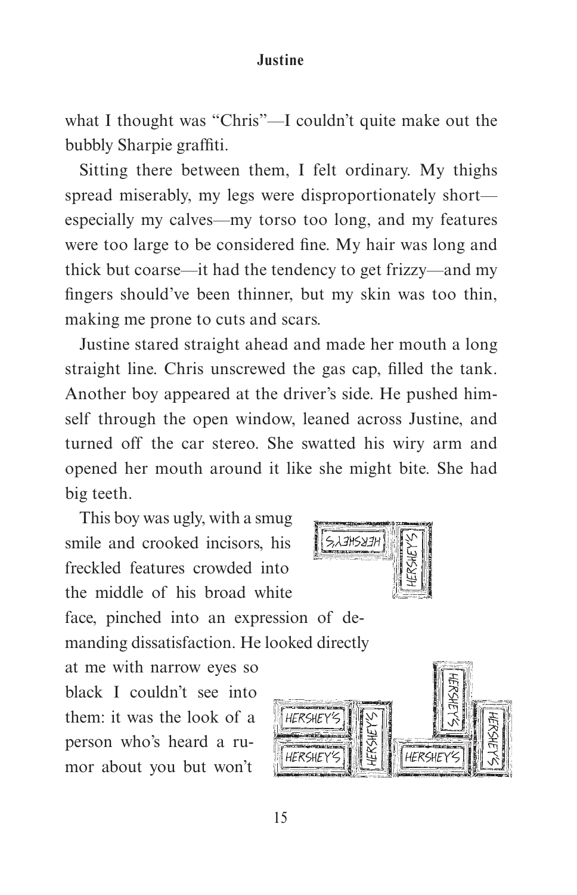what I thought was "Chris"—I couldn't quite make out the bubbly Sharpie graffiti.

Sitting there between them, I felt ordinary. My thighs spread miserably, my legs were disproportionately short—especially my calves—my torso too long, and my features were too large to be considered fine. My hair was long and thick but coarse—it had the tendency to get frizzy—and my fingers should've been thinner, but my skin was too thin, making me prone to cuts and scars.

Justine stared straight ahead and made her mouth a long straight line. Chris unscrewed the gas cap, filled the tank. Another boy appeared at the driver's side. He pushed himself through the open window, leaned across Justine, and turned off the car stereo. She swatted his wiry arm and opened her mouth around it like she might bite. She had big teeth.

This boy was ugly, with a smug smile and crooked incisors, his freckled features crowded into the middle of his broad white face, pinched into an expression of demanding dissatisfaction. He looked directly at me with narrow eyes so black I couldn't see into them: it was the look of a person who's heard a rumor about you but won't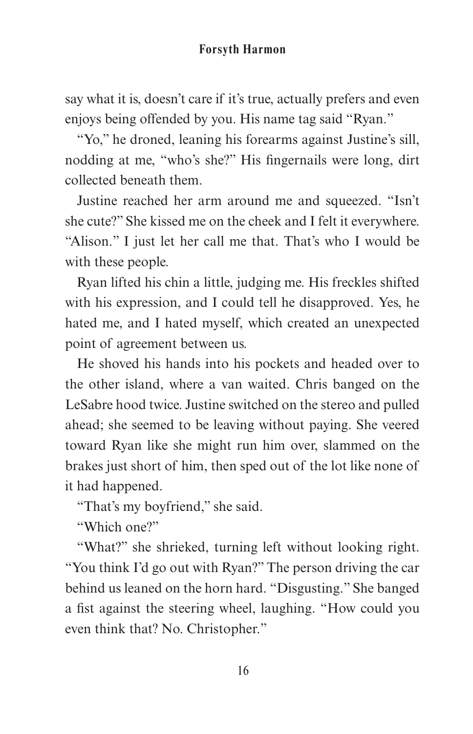say what it is, doesn't care if it's true, actually prefers and even enjoys being offended by you. His name tag said "Ryan."

"Yo," he droned, leaning his forearms against Justine's sill, nodding at me, "who's she?" His fingernails were long, dirt collected beneath them.

Justine reached her arm around me and squeezed. "Isn't she cute?" She kissed me on the cheek and I felt it everywhere. "Alison." I just let her call me that. That's who I would be with these people.

Ryan lifted his chin a little, judging me. His freckles shifted with his expression, and I could tell he disapproved. Yes, he hated me, and I hated myself, which created an unexpected point of agreement between us.

He shoved his hands into his pockets and headed over to the other island, where a van waited. Chris banged on the LeSabre hood twice. Justine switched on the stereo and pulled ahead; she seemed to be leaving without paying. She veered toward Ryan like she might run him over, slammed on the brakes just short of him, then sped out of the lot like none of it had happened.

"That's my boyfriend," she said.

"Which one?"

"What?" she shrieked, turning left without looking right. "You think I'd go out with Ryan?" The person driving the car behind us leaned on the horn hard. "Disgusting." She banged a fist against the steering wheel, laughing. "How could you even think that? No. Christopher."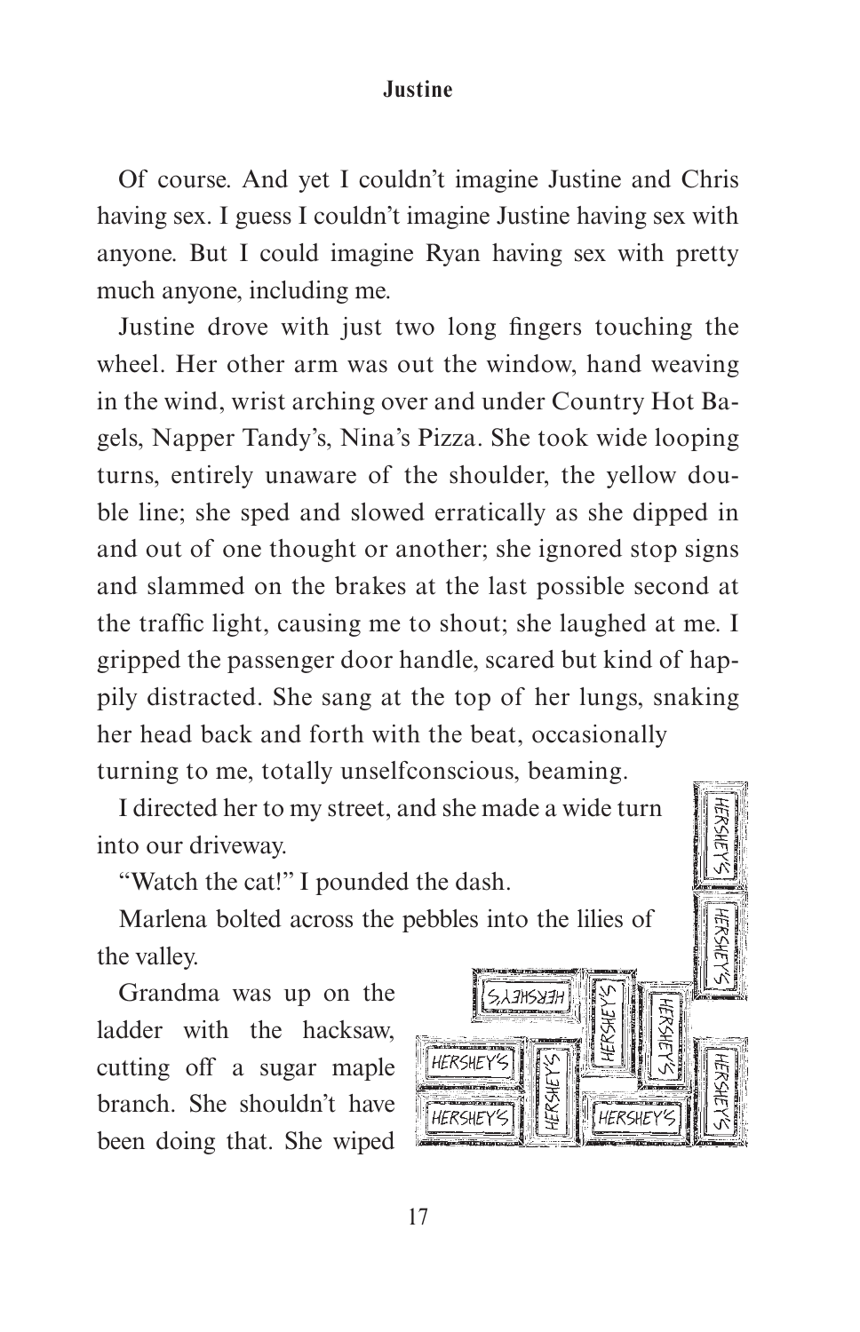Of course. And yet I couldn't imagine Justine and Chris having sex. I guess I couldn't imagine Justine having sex with anyone. But I could imagine Ryan having sex with pretty much anyone, including me.

Justine drove with just two long fingers touching the wheel. Her other arm was out the window, hand weaving in the wind, wrist arching over and under Country Hot Bagels, Napper Tandy's, Nina's Pizza. She took wide looping turns, entirely unaware of the shoulder, the yellow double line; she sped and slowed erratically as she dipped in and out of one thought or another; she ignored stop signs and slammed on the brakes at the last possible second at the traffic light, causing me to shout; she laughed at me. I gripped the passenger door handle, scared but kind of happily distracted. She sang at the top of her lungs, snaking her head back and forth with the beat, occasionally turning to me, totally unselfconscious, beaming.

I directed her to my street, and she made a wide turn into our driveway.

"Watch the cat!" I pounded the dash.

Marlena bolted across the pebbles into the lilies of the valley.

Grandma was up on the ladder with the hacksaw, cutting off a sugar maple branch. She shouldn't have been doing that. She wiped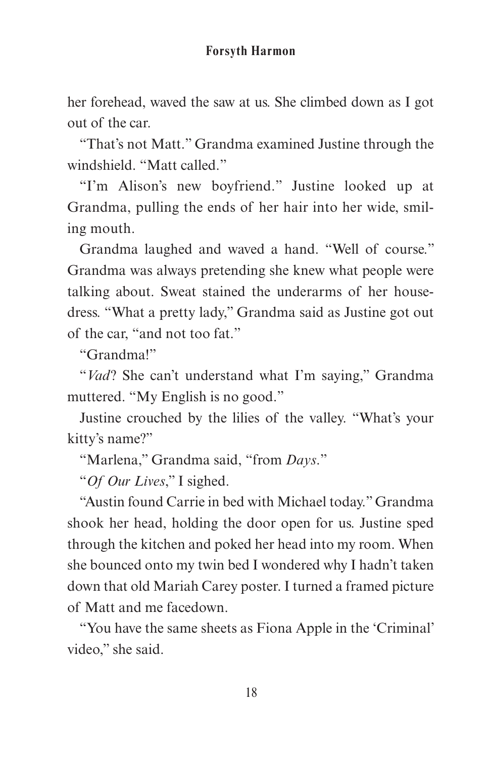her forehead, waved the saw at us. She climbed down as I got out of the car.

"That's not Matt." Grandma examined Justine through the windshield. "Matt called."

"I'm Alison's new boyfriend." Justine looked up at Grandma, pulling the ends of her hair into her wide, smiling mouth.

Grandma laughed and waved a hand. "Well of course." Grandma was always pretending she knew what people were talking about. Sweat stained the underarms of her housedress. "What a pretty lady," Grandma said as Justine got out of the car, "and not too fat."

"Grandma!"

"*Vad*? She can't understand what I'm saying," Grandma muttered. "My English is no good."

Justine crouched by the lilies of the valley. "What's your kitty's name?"

"Marlena," Grandma said, "from *Days*."

"*Of Our Lives*," I sighed.

"Austin found Carrie in bed with Michael today." Grandma shook her head, holding the door open for us. Justine sped through the kitchen and poked her head into my room. When she bounced onto my twin bed I wondered why I hadn't taken down that old Mariah Carey poster. I turned a framed picture of Matt and me facedown.

"You have the same sheets as Fiona Apple in the 'Criminal' video," she said.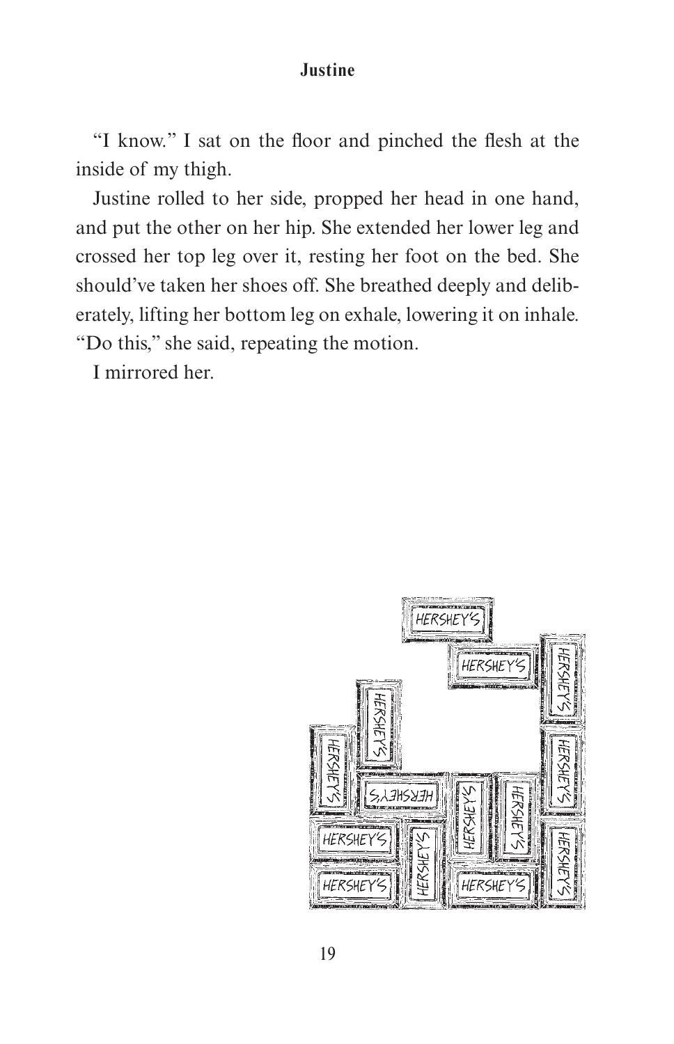"I know." I sat on the floor and pinched the flesh at the inside of my thigh.

Justine rolled to her side, propped her head in one hand, and put the other on her hip. She extended her lower leg and crossed her top leg over it, resting her foot on the bed. She should've taken her shoes off. She breathed deeply and deliberately, lifting her bottom leg on exhale, lowering it on inhale. "Do this," she said, repeating the motion.

I mirrored her.